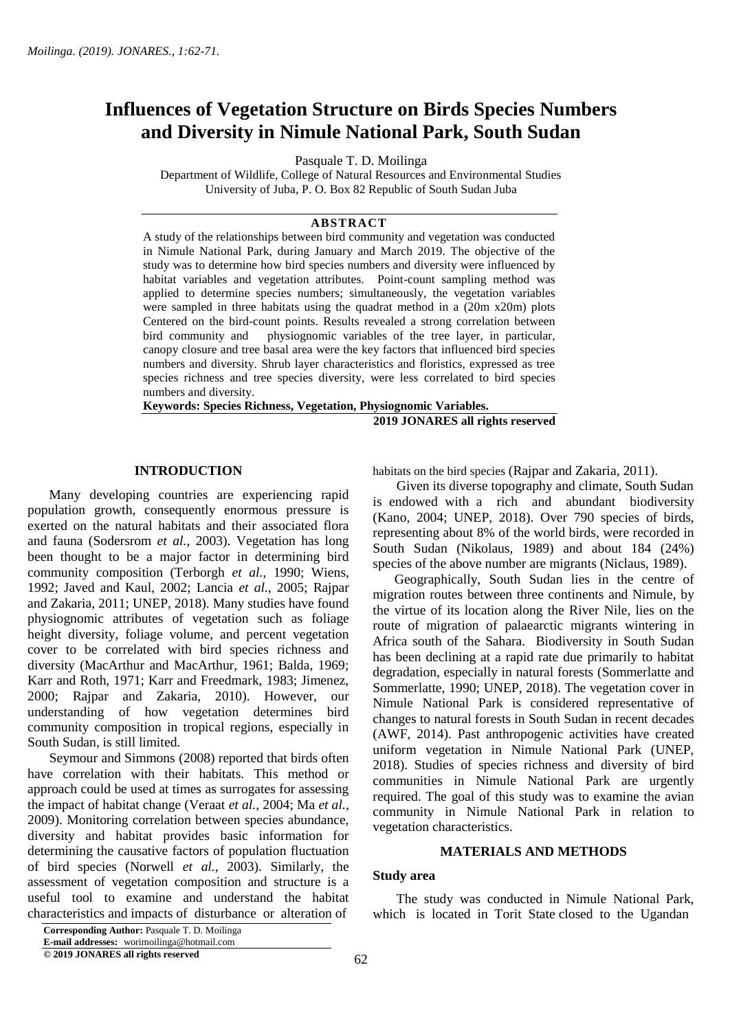# Influences of Vegetation Structure on Birds Species Numbers and Diversity in Nimule National Park, South Sudan

Pasquale T. D. Moilinga

Department of Wildlife, College of Natural Resources and Environmental Studies
University of Juba, P. O. Box 82 Republic of South Sudan Juba

## ABSTRACT

A study of the relationships between bird community and vegetation was conducted in Nimule National Park, during January and March 2019. The objective of the study was to determine how bird species numbers and diversity were influenced by habitat variables and vegetation attributes. Point-count sampling method was applied to determine species numbers; simultaneously, the vegetation variables were sampled in three habitats using the quadrat method in a (20m x20m) plots Centered on the bird-count points. Results revealed a strong correlation between bird community and physiognomic variables of the tree layer, in particular, canopy closure and tree basal area were the key factors that influenced bird species numbers and diversity. Shrub layer characteristics and floristics, expressed as tree species richness and tree species diversity, were less correlated to bird species numbers and diversity.

**Keywords: Species Richness, Vegetation, Physiognomic Variables.**

**2019 JONARES all rights reserved**

## INTRODUCTION

Many developing countries are experiencing rapid population growth, consequently enormous pressure is exerted on the natural habitats and their associated flora and fauna (Sodersrom *et al.*, 2003). Vegetation has long been thought to be a major factor in determining bird community composition (Terborgh *et al.*, 1990; Wiens, 1992; Javed and Kaul, 2002; Lancia *et al.*, 2005; Rajpar and Zakaria, 2011; UNEP, 2018). Many studies have found physiognomic attributes of vegetation such as foliage height diversity, foliage volume, and percent vegetation cover to be correlated with bird species richness and diversity (MacArthur and MacArthur, 1961; Balda, 1969; Karr and Roth, 1971; Karr and Freedmark, 1983; Jimenez, 2000; Rajpar and Zakaria, 2010). However, our understanding of how vegetation determines bird community composition in tropical regions, especially in South Sudan, is still limited.

Seymour and Simmons (2008) reported that birds often have correlation with their habitats. This method or approach could be used at times as surrogates for assessing the impact of habitat change (Veraat *et al.*, 2004; Ma *et al.*, 2009). Monitoring correlation between species abundance, diversity and habitat provides basic information for determining the causative factors of population fluctuation of bird species (Norwell *et al.*, 2003). Similarly, the assessment of vegetation composition and structure is a useful tool to examine and understand the habitat characteristics and impacts of disturbance or alteration of habitats on the bird species (Rajpar and Zakaria, 2011).

Given its diverse topography and climate, South Sudan is endowed with a rich and abundant biodiversity (Kano, 2004; UNEP, 2018). Over 790 species of birds, representing about 8% of the world birds, were recorded in South Sudan (Nikolaus, 1989) and about 184 (24%) species of the above number are migrants (Niclaus, 1989).

Geographically, South Sudan lies in the centre of migration routes between three continents and Nimule, by the virtue of its location along the River Nile, lies on the route of migration of palaearctic migrants wintering in Africa south of the Sahara. Biodiversity in South Sudan has been declining at a rapid rate due primarily to habitat degradation, especially in natural forests (Sommerlatte and Sommerlatte, 1990; UNEP, 2018). The vegetation cover in Nimule National Park is considered representative of changes to natural forests in South Sudan in recent decades (AWF, 2014). Past anthropogenic activities have created uniform vegetation in Nimule National Park (UNEP, 2018). Studies of species richness and diversity of bird communities in Nimule National Park are urgently required. The goal of this study was to examine the avian community in Nimule National Park in relation to vegetation characteristics.

## MATERIALS AND METHODS

### Study area

The study was conducted in Nimule National Park, which is located in Torit State closed to the Ugandan

**Corresponding Author:** Pasquale T. D. Moilinga
**E-mail addresses:** worimoilinga@hotmail.com
**© 2019 JONARES all rights reserved**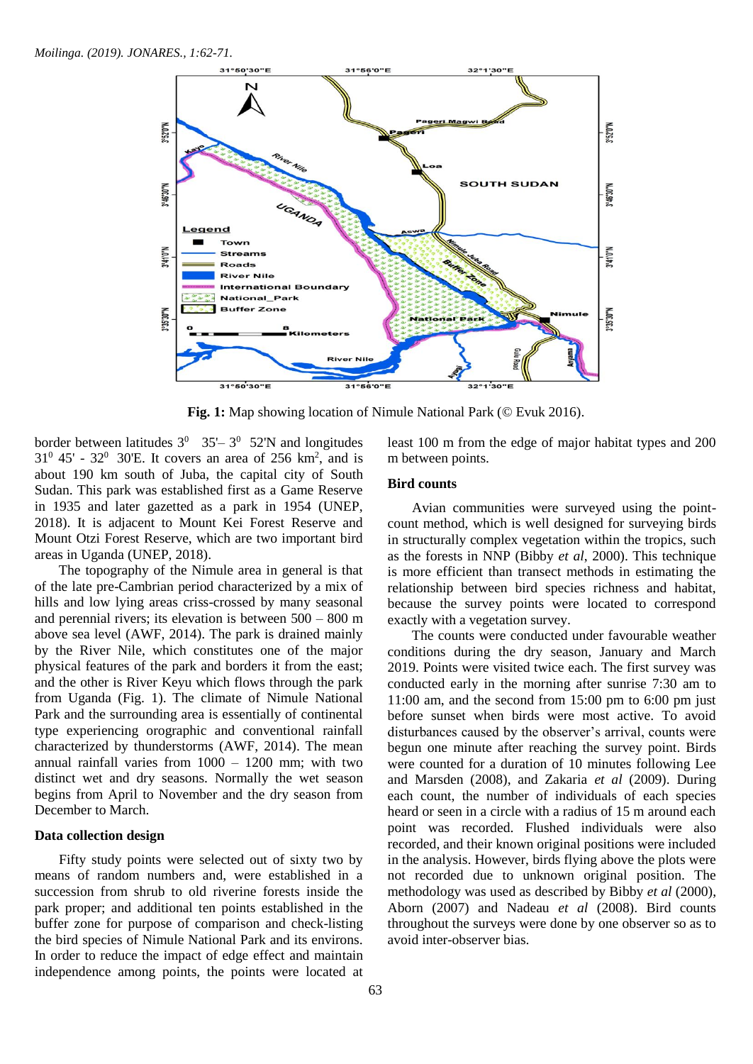Fig. 1: Map showing location of Nimule National Park (© Evuk 2016).

border between latitudes $3^0$ 35'– $3^0$ 52'N and longitudes $31^0$ 45' - $32^0$ 30'E. It covers an area of 256 km$^2$, and is about 190 km south of Juba, the capital city of South Sudan. This park was established first as a Game Reserve in 1935 and later gazetted as a park in 1954 (UNEP, 2018). It is adjacent to Mount Kei Forest Reserve and Mount Otzi Forest Reserve, which are two important bird areas in Uganda (UNEP, 2018).

The topography of the Nimule area in general is that of the late pre-Cambrian period characterized by a mix of hills and low lying areas criss-crossed by many seasonal and perennial rivers; its elevation is between 500 – 800 m above sea level (AWF, 2014). The park is drained mainly by the River Nile, which constitutes one of the major physical features of the park and borders it from the east; and the other is River Keyu which flows through the park from Uganda (Fig. 1). The climate of Nimule National Park and the surrounding area is essentially of continental type experiencing orographic and conventional rainfall characterized by thunderstorms (AWF, 2014). The mean annual rainfall varies from 1000 – 1200 mm; with two distinct wet and dry seasons. Normally the wet season begins from April to November and the dry season from December to March.

### Data collection design

Fifty study points were selected out of sixty two by means of random numbers and, were established in a succession from shrub to old riverine forests inside the park proper; and additional ten points established in the buffer zone for purpose of comparison and check-listing the bird species of Nimule National Park and its environs. In order to reduce the impact of edge effect and maintain independence among points, the points were located at least 100 m from the edge of major habitat types and 200 m between points.

### Bird counts

Avian communities were surveyed using the point-count method, which is well designed for surveying birds in structurally complex vegetation within the tropics, such as the forests in NNP (Bibby *et al*, 2000). This technique is more efficient than transect methods in estimating the relationship between bird species richness and habitat, because the survey points were located to correspond exactly with a vegetation survey.

The counts were conducted under favourable weather conditions during the dry season, January and March 2019. Points were visited twice each. The first survey was conducted early in the morning after sunrise 7:30 am to 11:00 am, and the second from 15:00 pm to 6:00 pm just before sunset when birds were most active. To avoid disturbances caused by the observer's arrival, counts were begun one minute after reaching the survey point. Birds were counted for a duration of 10 minutes following Lee and Marsden (2008), and Zakaria *et al* (2009). During each count, the number of individuals of each species heard or seen in a circle with a radius of 15 m around each point was recorded. Flushed individuals were also recorded, and their known original positions were included in the analysis. However, birds flying above the plots were not recorded due to unknown original position. The methodology was used as described by Bibby *et al* (2000), Aborn (2007) and Nadeau *et al* (2008). Bird counts throughout the surveys were done by one observer so as to avoid inter-observer bias.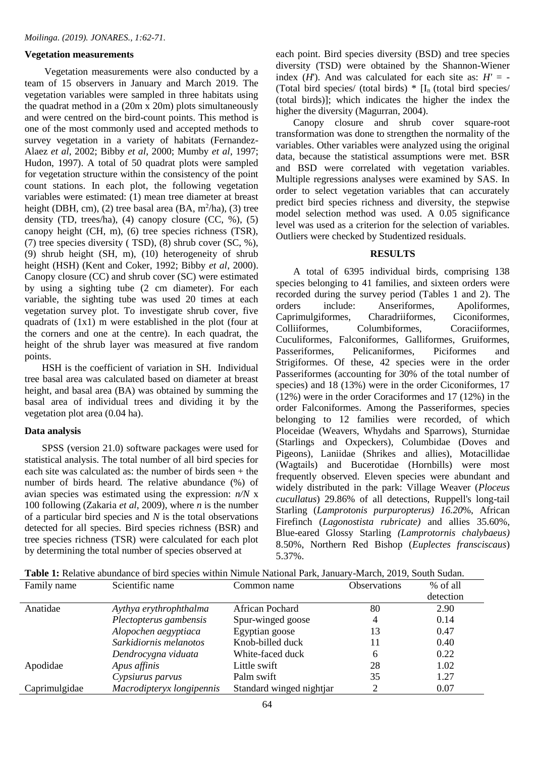### Vegetation measurements

Vegetation measurements were also conducted by a team of 15 observers in January and March 2019. The vegetation variables were sampled in three habitats using the quadrat method in a (20m x 20m) plots simultaneously and were centred on the bird-count points. This method is one of the most commonly used and accepted methods to survey vegetation in a variety of habitats (Fernandez-Alaez *et al*, 2002; Bibby *et al*, 2000; Mumby *et al*, 1997; Hudon, 1997). A total of 50 quadrat plots were sampled for vegetation structure within the consistency of the point count stations. In each plot, the following vegetation variables were estimated: (1) mean tree diameter at breast height (DBH, cm), (2) tree basal area (BA, $m^2$/ha), (3) tree density (TD, trees/ha), (4) canopy closure (CC, %), (5) canopy height (CH, m), (6) tree species richness (TSR), (7) tree species diversity ( TSD), (8) shrub cover (SC, %), (9) shrub height (SH, m), (10) heterogeneity of shrub height (HSH) (Kent and Coker, 1992; Bibby *et al*, 2000). Canopy closure (CC) and shrub cover (SC) were estimated by using a sighting tube (2 cm diameter). For each variable, the sighting tube was used 20 times at each vegetation survey plot. To investigate shrub cover, five quadrats of (1x1) m were established in the plot (four at the corners and one at the centre). In each quadrat, the height of the shrub layer was measured at five random points.

HSH is the coefficient of variation in SH. Individual tree basal area was calculated based on diameter at breast height, and basal area (BA) was obtained by summing the basal area of individual trees and dividing it by the vegetation plot area (0.04 ha).

### Data analysis

SPSS (version 21.0) software packages were used for statistical analysis. The total number of all bird species for each site was calculated as: the number of birds seen + the number of birds heard. The relative abundance (%) of avian species was estimated using the expression: $n/N$ x 100 following (Zakaria *et al*, 2009), where *n* is the number of a particular bird species and *N* is the total observations detected for all species. Bird species richness (BSR) and tree species richness (TSR) were calculated for each plot by determining the total number of species observed at each point. Bird species diversity (BSD) and tree species diversity (TSD) were obtained by the Shannon-Wiener index ($H'$). And was calculated for each site as: $H'$ = -(Total bird species/ (total birds) * [$I_n$ (total bird species/ (total birds)]; which indicates the higher the index the higher the diversity (Magurran, 2004).

Canopy closure and shrub cover square-root transformation was done to strengthen the normality of the variables. Other variables were analyzed using the original data, because the statistical assumptions were met. BSR and BSD were correlated with vegetation variables. Multiple regressions analyses were examined by SAS. In order to select vegetation variables that can accurately predict bird species richness and diversity, the stepwise model selection method was used. A 0.05 significance level was used as a criterion for the selection of variables. Outliers were checked by Studentized residuals.

## RESULTS

A total of 6395 individual birds, comprising 138 species belonging to 41 families, and sixteen orders were recorded during the survey period (Tables 1 and 2). The orders include: Anseriformes, Apoliformes, Caprimulgiformes, Charadriiformes, Ciconiformes, Colliiformes, Columbiformes, Coraciiformes, Cuculiformes, Falconiformes, Galliformes, Gruiformes, Passeriformes, Pelicaniformes, Piciformes and Strigiformes. Of these, 42 species were in the order Passeriformes (accounting for 30% of the total number of species) and 18 (13%) were in the order Ciconiformes, 17 (12%) were in the order Coraciformes and 17 (12%) in the order Falconiformes. Among the Passeriformes, species belonging to 12 families were recorded, of which Ploceidae (Weavers, Whydahs and Sparrows), Sturnidae (Starlings and Oxpeckers), Columbidae (Doves and Pigeons), Laniidae (Shrikes and allies), Motacillidae (Wagtails) and Bucerotidae (Hornbills) were most frequently observed. Eleven species were abundant and widely distributed in the park: Village Weaver (*Ploceus cucullatus*) 29.86% of all detections, Ruppell's long-tail Starling (*Lamprotonis purpuropterus) 16.20*%, African Firefinch (*Lagonostista rubricate)* and allies 35.60%, Blue-eared Glossy Starling *(Lamprotornis chalybaeus)* 8.50%, Northern Red Bishop (*Euplectes fransciscaus*) 5.37%.

**Table 1:** Relative abundance of bird species within Nimule National Park, January-March, 2019, South Sudan.

| Family name | Scientific name | Common name | Observations | % of all detection |
|---|---|---|---|---|
| Anatidae | *Aythya erythrophthalma* | African Pochard | 80 | 2.90 |
| | *Plectopterus gambensis* | Spur-winged goose | 4 | 0.14 |
| | *Alopochen aegyptiaca* | Egyptian goose | 13 | 0.47 |
| | *Sarkidiornis melanotos* | Knob-billed duck | 11 | 0.40 |
| | *Dendrocygna viduata* | White-faced duck | 6 | 0.22 |
| Apodidae | *Apus affinis* | Little swift | 28 | 1.02 |
| | *Cypsiurus parvus* | Palm swift | 35 | 1.27 |
| Caprimulgidae | *Macrodipteryx longipennis* | Standard winged nightjar | 2 | 0.07 |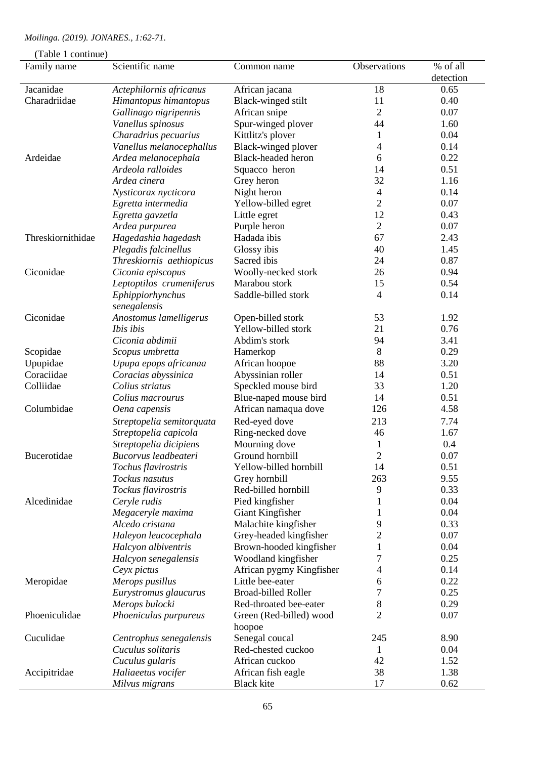(Table 1 continue)

| Family name | Scientific name | Common name | Observations | % of all detection |
|---|---|---|---|---|
| Jacanidae | *Actephilornis africanus* | African jacana | 18 | 0.65 |
| Charadriidae | *Himantopus himantopus* | Black-winged stilt | 11 | 0.40 |
| | *Gallinago nigripennis* | African snipe | 2 | 0.07 |
| | *Vanellus spinosus* | Spur-winged plover | 44 | 1.60 |
| | *Charadrius pecuarius* | Kittlitz's plover | 1 | 0.04 |
| | *Vanellus melanocephallus* | Black-winged plover | 4 | 0.14 |
| Ardeidae | *Ardea melanocephala* | Black-headed heron | 6 | 0.22 |
| | *Ardeola ralloides* | Squacco heron | 14 | 0.51 |
| | *Ardea cinera* | Grey heron | 32 | 1.16 |
| | *Nysticorax nycticora* | Night heron | 4 | 0.14 |
| | *Egretta intermedia* | Yellow-billed egret | 2 | 0.07 |
| | *Egretta gavzetla* | Little egret | 12 | 0.43 |
| | *Ardea purpurea* | Purple heron | 2 | 0.07 |
| Threskiornithidae | *Hagedashia hagedash* | Hadada ibis | 67 | 2.43 |
| | *Plegadis falcinellus* | Glossy ibis | 40 | 1.45 |
| | *Threskiornis aethiopicus* | Sacred ibis | 24 | 0.87 |
| Ciconidae | *Ciconia episcopus* | Woolly-necked stork | 26 | 0.94 |
| | *Leptoptilos crumeniferus* | Marabou stork | 15 | 0.54 |
| | *Ephippiorhynchus senegalensis* | Saddle-billed stork | 4 | 0.14 |
| Ciconidae | *Anostomus lamelligerus* | Open-billed stork | 53 | 1.92 |
| | *Ibis ibis* | Yellow-billed stork | 21 | 0.76 |
| | *Ciconia abdimii* | Abdim's stork | 94 | 3.41 |
| Scopidae | *Scopus umbretta* | Hamerkop | 8 | 0.29 |
| Upupidae | *Upupa epops africanaa* | African hoopoe | 88 | 3.20 |
| Coraciidae | *Coracias abyssinica* | Abyssinian roller | 14 | 0.51 |
| Colliidae | *Colius striatus* | Speckled mouse bird | 33 | 1.20 |
| | *Colius macrourus* | Blue-naped mouse bird | 14 | 0.51 |
| Columbidae | *Oena capensis* | African namaqua dove | 126 | 4.58 |
| | *Streptopelia semitorquata* | Red-eyed dove | 213 | 7.74 |
| | *Streptopelia capicola* | Ring-necked dove | 46 | 1.67 |
| | *Streptopelia dicipiens* | Mourning dove | 1 | 0.4 |
| Bucerotidae | *Bucorvus leadbeateri* | Ground hornbill | 2 | 0.07 |
| | *Tochus flavirostris* | Yellow-billed hornbill | 14 | 0.51 |
| | *Tockus nasutus* | Grey hornbill | 263 | 9.55 |
| | *Tockus flavirostris* | Red-billed hornbill | 9 | 0.33 |
| Alcedinidae | *Ceryle rudis* | Pied kingfisher | 1 | 0.04 |
| | *Megaceryle maxima* | Giant Kingfisher | 1 | 0.04 |
| | *Alcedo cristana* | Malachite kingfisher | 9 | 0.33 |
| | *Haleyon leucocephala* | Grey-headed kingfisher | 2 | 0.07 |
| | *Halcyon albiventris* | Brown-hooded kingfisher | 1 | 0.04 |
| | *Halcyon senegalensis* | Woodland kingfisher | 7 | 0.25 |
| | *Ceyx pictus* | African pygmy Kingfisher | 4 | 0.14 |
| Meropidae | *Merops pusillus* | Little bee-eater | 6 | 0.22 |
| | *Eurystromus glaucurus* | Broad-billed Roller | 7 | 0.25 |
| | *Merops bulocki* | Red-throated bee-eater | 8 | 0.29 |
| Phoeniculidae | *Phoeniculus purpureus* | Green (Red-billed) wood hoopoe | 2 | 0.07 |
| Cuculidae | *Centrophus senegalensis* | Senegal coucal | 245 | 8.90 |
| | *Cuculus solitaris* | Red-chested cuckoo | 1 | 0.04 |
| | *Cuculus gularis* | African cuckoo | 42 | 1.52 |
| Accipitridae | *Haliaeetus vocifer* | African fish eagle | 38 | 1.38 |
| | *Milvus migrans* | Black kite | 17 | 0.62 |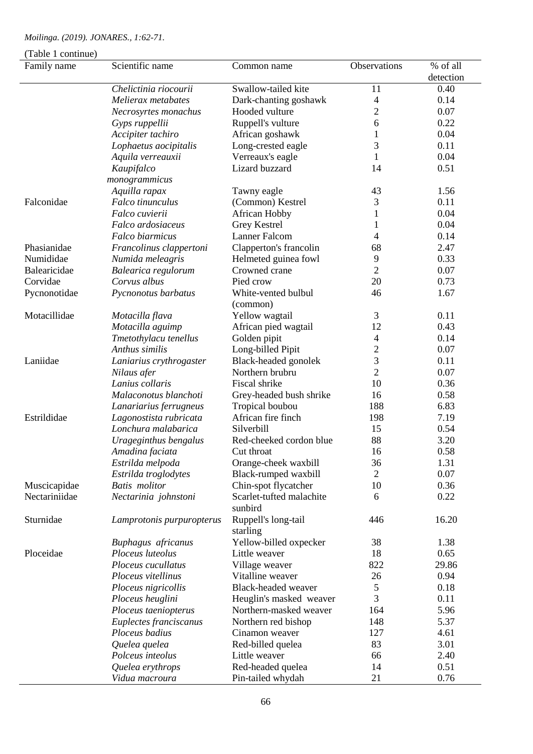(Table 1 continue)

| Family name | Scientific name | Common name | Observations | % of all detection |
|---|---|---|---|---|
| | *Chelictinia riocourii* | Swallow-tailed kite | 11 | 0.40 |
| | *Melierax metabates* | Dark-chanting goshawk | 4 | 0.14 |
| | *Necrosyrtes monachus* | Hooded vulture | 2 | 0.07 |
| | *Gyps ruppellii* | Ruppell's vulture | 6 | 0.22 |
| | *Accipiter tachiro* | African goshawk | 1 | 0.04 |
| | *Lophaetus aocipitalis* | Long-crested eagle | 3 | 0.11 |
| | *Aquila verreauxii* | Verreaux's eagle | 1 | 0.04 |
| | *Kaupifalco monogrammicus* | Lizard buzzard | 14 | 0.51 |
| | *Aquilla rapax* | Tawny eagle | 43 | 1.56 |
| Falconidae | *Falco tinunculus* | (Common) Kestrel | 3 | 0.11 |
| | *Falco cuvierii* | African Hobby | 1 | 0.04 |
| | *Falco ardosiaceus* | Grey Kestrel | 1 | 0.04 |
| | *Falco biarmicus* | Lanner Falcom | 4 | 0.14 |
| Phasianidae | *Francolinus clappertoni* | Clapperton's francolin | 68 | 2.47 |
| Numididae | *Numida meleagris* | Helmeted guinea fowl | 9 | 0.33 |
| Balearicidae | *Balearica regulorum* | Crowned crane | 2 | 0.07 |
| Corvidae | *Corvus albus* | Pied crow | 20 | 0.73 |
| Pycnonotidae | *Pycnonotus barbatus* | White-vented bulbul (common) | 46 | 1.67 |
| Motacillidae | *Motacilla flava* | Yellow wagtail | 3 | 0.11 |
| | *Motacilla aguimp* | African pied wagtail | 12 | 0.43 |
| | *Tmetothylacu tenellus* | Golden pipit | 4 | 0.14 |
| | *Anthus similis* | Long-billed Pipit | 2 | 0.07 |
| Laniidae | *Laniarius crythrogaster* | Black-headed gonolek | 3 | 0.11 |
| | *Nilaus afer* | Northern brubru | 2 | 0.07 |
| | *Lanius collaris* | Fiscal shrike | 10 | 0.36 |
| | *Malaconotus blanchoti* | Grey-headed bush shrike | 16 | 0.58 |
| | *Lanariarius ferrugneus* | Tropical boubou | 188 | 6.83 |
| Estrildidae | *Lagonostista rubricata* | African fire finch | 198 | 7.19 |
| | *Lonchura malabarica* | Silverbill | 15 | 0.54 |
| | *Urageginthus bengalus* | Red-cheeked cordon blue | 88 | 3.20 |
| | *Amadina faciata* | Cut throat | 16 | 0.58 |
| | *Estrilda melpoda* | Orange-cheek waxbill | 36 | 1.31 |
| | *Estrilda troglodytes* | Black-rumped waxbill | 2 | 0.07 |
| Muscicapidae | *Batis molitor* | Chin-spot flycatcher | 10 | 0.36 |
| Nectariniidae | *Nectarinia johnstoni* | Scarlet-tufted malachite sunbird | 6 | 0.22 |
| Sturnidae | *Lamprotonis purpuropterus* | Ruppell's long-tail starling | 446 | 16.20 |
| | *Buphagus africanus* | Yellow-billed oxpecker | 38 | 1.38 |
| Ploceidae | *Ploceus luteolus* | Little weaver | 18 | 0.65 |
| | *Ploceus cucullatus* | Village weaver | 822 | 29.86 |
| | *Ploceus vitellinus* | Vitalline weaver | 26 | 0.94 |
| | *Ploceus nigricollis* | Black-headed weaver | 5 | 0.18 |
| | *Ploceus heuglini* | Heuglin's masked weaver | 3 | 0.11 |
| | *Ploceus taeniopterus* | Northern-masked weaver | 164 | 5.96 |
| | *Euplectes franciscanus* | Northern red bishop | 148 | 5.37 |
| | *Ploceus badius* | Cinamon weaver | 127 | 4.61 |
| | *Quelea quelea* | Red-billed quelea | 83 | 3.01 |
| | *Polceus inteolus* | Little weaver | 66 | 2.40 |
| | *Quelea erythrops* | Red-headed quelea | 14 | 0.51 |
| | *Vidua macroura* | Pin-tailed whydah | 21 | 0.76 |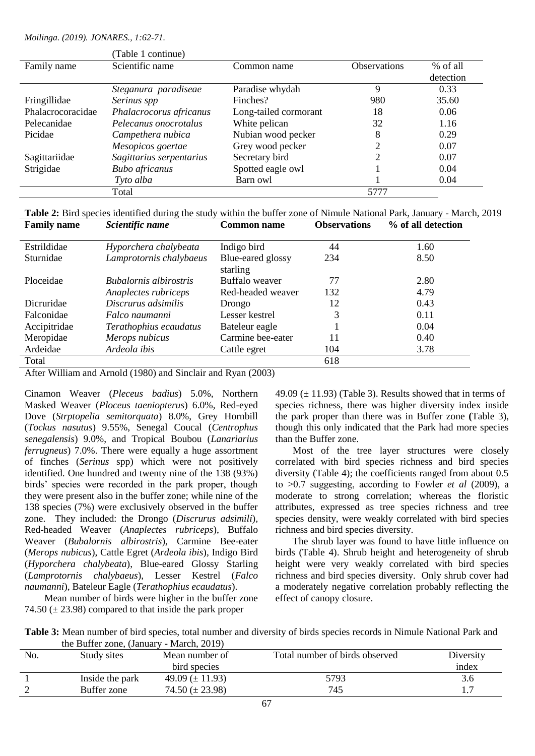(Table 1 continue)

| Family name | Scientific name | Common name | Observations | % of all detection |
|---|---|---|---|---|
| | *Steganura paradiseae* | Paradise whydah | 9 | 0.33 |
| Fringillidae | *Serinus spp* | Finches? | 980 | 35.60 |
| Phalacrocoracidae | *Phalacrocorus africanus* | Long-tailed cormorant | 18 | 0.06 |
| Pelecanidae | *Pelecanus onocrotalus* | White pelican | 32 | 1.16 |
| Picidae | *Campethera nubica* | Nubian wood pecker | 8 | 0.29 |
| | *Mesopicos goertae* | Grey wood pecker | 2 | 0.07 |
| Sagittariidae | *Sagittarius serpentarius* | Secretary bird | 2 | 0.07 |
| Strigidae | *Bubo africanus* | Spotted eagle owl | 1 | 0.04 |
| | *Tyto alba* | Barn owl | 1 | 0.04 |
| | Total | | 5777 | |

**Table 2:** Bird species identified during the study within the buffer zone of Nimule National Park, January - March, 2019

| **Family name** | ***Scientific name*** | **Common name** | **Observations** | **% of all detection** |
|---|---|---|---|---|
| Estrildidae | *Hyporchera chalybeata* | Indigo bird | 44 | 1.60 |
| Sturnidae | *Lamprotornis chalybaeus* | Blue-eared glossy starling | 234 | 8.50 |
| Ploceidae | *Bubalornis albirostris* | Buffalo weaver | 77 | 2.80 |
| | *Anaplectes rubriceps* | Red-headed weaver | 132 | 4.79 |
| Dicruridae | *Discrurus adsimilis* | Drongo | 12 | 0.43 |
| Falconidae | *Falco naumanni* | Lesser kestrel | 3 | 0.11 |
| Accipitridae | *Terathophius ecaudatus* | Bateleur eagle | 1 | 0.04 |
| Meropidae | *Merops nubicus* | Carmine bee-eater | 11 | 0.40 |
| Ardeidae | *Ardeola ibis* | Cattle egret | 104 | 3.78 |
| Total | | | 618 | |

After William and Arnold (1980) and Sinclair and Ryan (2003)

Cinamon Weaver (*Pleceus badius*) 5.0%, Northern Masked Weaver (*Ploceus taeniopterus*) 6.0%, Red-eyed Dove (*Strptopelia semitorquata*) 8.0%, Grey Hornbill (*Tockus nasutus*) 9.55%, Senegal Coucal (*Centrophus senegalensis*) 9.0%, and Tropical Boubou (*Lanariarius ferrugneus*) 7.0%. There were equally a huge assortment of finches (*Serinus* spp) which were not positively identified. One hundred and twenty nine of the 138 (93%) birds' species were recorded in the park proper, though they were present also in the buffer zone; while nine of the 138 species (7%) were exclusively observed in the buffer zone. They included: the Drongo (*Discrurus adsimili*), Red-headed Weaver (*Anaplectes rubriceps*), Buffalo Weaver (*Bubalornis albirostris*), Carmine Bee-eater (*Merops nubicus*), Cattle Egret (*Ardeola ibis*), Indigo Bird (*Hyporchera chalybeata*), Blue-eared Glossy Starling (*Lamprotornis chalybaeus*), Lesser Kestrel (*Falco naumanni*), Bateleur Eagle (*Terathophius ecaudatus*).

Mean number of birds were higher in the buffer zone 74.50 (± 23.98) compared to that inside the park proper 49.09 (± 11.93) (Table 3). Results showed that in terms of species richness, there was higher diversity index inside the park proper than there was in Buffer zone **(**Table 3), though this only indicated that the Park had more species than the Buffer zone.

Most of the tree layer structures were closely correlated with bird species richness and bird species diversity (Table 4); the coefficients ranged from about 0.5 to >0.7 suggesting, according to Fowler *et al* (2009), a moderate to strong correlation; whereas the floristic attributes, expressed as tree species richness and tree species density, were weakly correlated with bird species richness and bird species diversity.

The shrub layer was found to have little influence on birds (Table 4). Shrub height and heterogeneity of shrub height were very weakly correlated with bird species richness and bird species diversity. Only shrub cover had a moderately negative correlation probably reflecting the effect of canopy closure.

**Table 3:** Mean number of bird species, total number and diversity of birds species records in Nimule National Park and the Buffer zone, (January - March, 2019)

| No. | Study sites | Mean number of bird species | Total number of birds observed | Diversity index |
|---|---|---|---|---|
| 1 | Inside the park | 49.09 (± 11.93) | 5793 | 3.6 |
| 2 | Buffer zone | 74.50 (± 23.98) | 745 | 1.7 |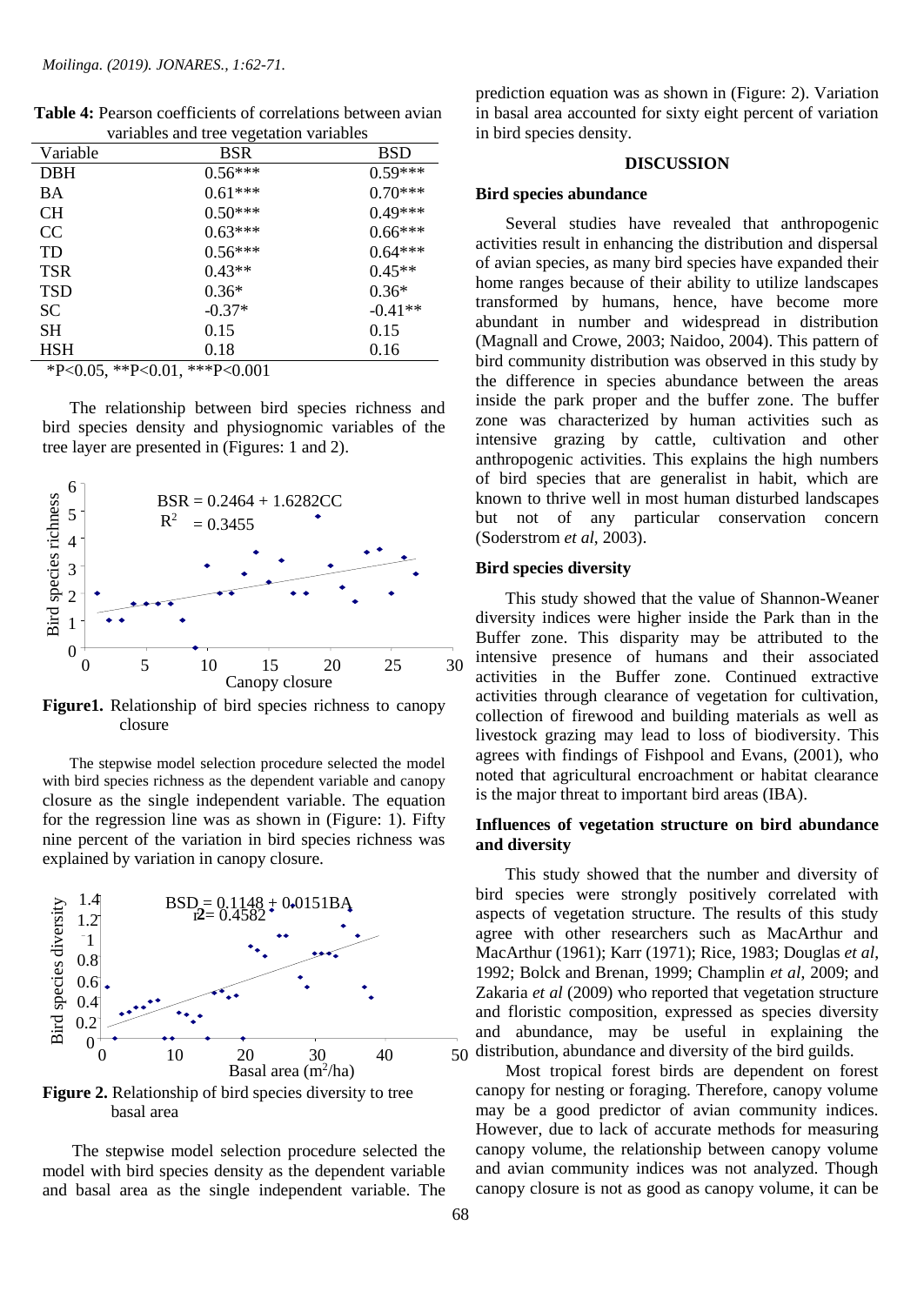**Table 4:** Pearson coefficients of correlations between avian variables and tree vegetation variables

| Variable | BSR | BSD |
|---|---|---|
| DBH | 0.56*** | 0.59*** |
| BA | 0.61*** | 0.70*** |
| CH | 0.50*** | 0.49*** |
| CC | 0.63*** | 0.66*** |
| TD | 0.56*** | 0.64*** |
| TSR | 0.43** | 0.45** |
| TSD | 0.36* | 0.36* |
| SC | -0.37* | -0.41** |
| SH | 0.15 | 0.15 |
| HSH | 0.18 | 0.16 |

*P<0.05, **P<0.01, ***P<0.001

The relationship between bird species richness and bird species density and physiognomic variables of the tree layer are presented in (Figures: 1 and 2).

$BSR = 0.2464 + 1.6282CC$
$R^2 = 0.3455$

**Figure1.** Relationship of bird species richness to canopy closure

The stepwise model selection procedure selected the model with bird species richness as the dependent variable and canopy closure as the single independent variable. The equation for the regression line was as shown in (Figure: 1). Fifty nine percent of the variation in bird species richness was explained by variation in canopy closure.

$BSD = 0.1148 + 0.0151BA$
$r^2 = 0.4582$

**Figure 2.** Relationship of bird species diversity to tree basal area

The stepwise model selection procedure selected the model with bird species density as the dependent variable and basal area as the single independent variable. The prediction equation was as shown in (Figure: 2). Variation in basal area accounted for sixty eight percent of variation in bird species density.

## DISCUSSION

### Bird species abundance

Several studies have revealed that anthropogenic activities result in enhancing the distribution and dispersal of avian species, as many bird species have expanded their home ranges because of their ability to utilize landscapes transformed by humans, hence, have become more abundant in number and widespread in distribution (Magnall and Crowe, 2003; Naidoo, 2004). This pattern of bird community distribution was observed in this study by the difference in species abundance between the areas inside the park proper and the buffer zone. The buffer zone was characterized by human activities such as intensive grazing by cattle, cultivation and other anthropogenic activities. This explains the high numbers of bird species that are generalist in habit, which are known to thrive well in most human disturbed landscapes but not of any particular conservation concern (Soderstrom *et al*, 2003).

### Bird species diversity

This study showed that the value of Shannon-Weaner diversity indices were higher inside the Park than in the Buffer zone. This disparity may be attributed to the intensive presence of humans and their associated activities in the Buffer zone. Continued extractive activities through clearance of vegetation for cultivation, collection of firewood and building materials as well as livestock grazing may lead to loss of biodiversity. This agrees with findings of Fishpool and Evans, (2001), who noted that agricultural encroachment or habitat clearance is the major threat to important bird areas (IBA).

### Influences of vegetation structure on bird abundance and diversity

This study showed that the number and diversity of bird species were strongly positively correlated with aspects of vegetation structure. The results of this study agree with other researchers such as MacArthur and MacArthur (1961); Karr (1971); Rice, 1983; Douglas *et al*, 1992; Bolck and Brenan, 1999; Champlin *et al*, 2009; and Zakaria *et al* (2009) who reported that vegetation structure and floristic composition, expressed as species diversity and abundance, may be useful in explaining the distribution, abundance and diversity of the bird guilds.

Most tropical forest birds are dependent on forest canopy for nesting or foraging. Therefore, canopy volume may be a good predictor of avian community indices. However, due to lack of accurate methods for measuring canopy volume, the relationship between canopy volume and avian community indices was not analyzed. Though canopy closure is not as good as canopy volume, it can be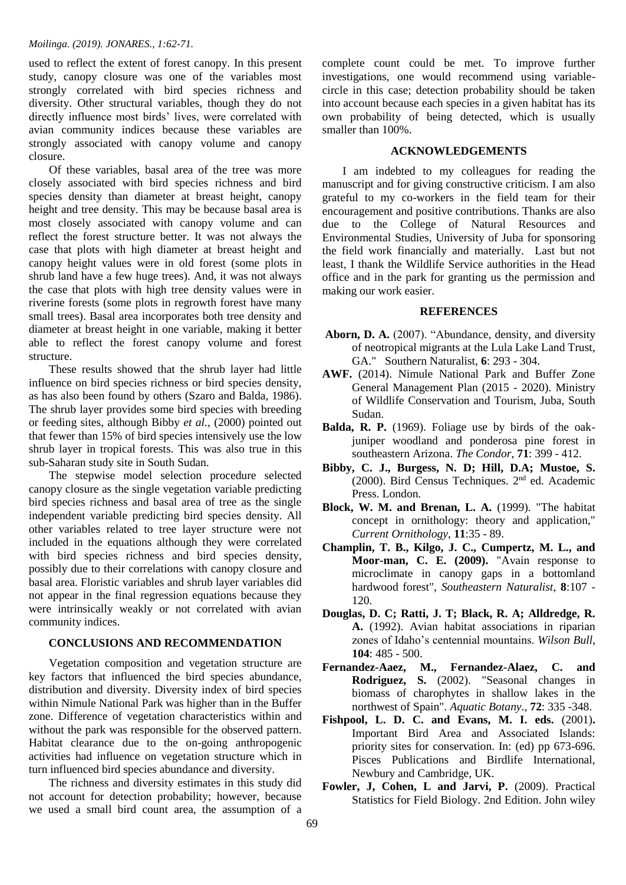used to reflect the extent of forest canopy. In this present study, canopy closure was one of the variables most strongly correlated with bird species richness and diversity. Other structural variables, though they do not directly influence most birds' lives, were correlated with avian community indices because these variables are strongly associated with canopy volume and canopy closure.

Of these variables, basal area of the tree was more closely associated with bird species richness and bird species density than diameter at breast height, canopy height and tree density. This may be because basal area is most closely associated with canopy volume and can reflect the forest structure better. It was not always the case that plots with high diameter at breast height and canopy height values were in old forest (some plots in shrub land have a few huge trees). And, it was not always the case that plots with high tree density values were in riverine forests (some plots in regrowth forest have many small trees). Basal area incorporates both tree density and diameter at breast height in one variable, making it better able to reflect the forest canopy volume and forest structure.

These results showed that the shrub layer had little influence on bird species richness or bird species density, as has also been found by others (Szaro and Balda, 1986). The shrub layer provides some bird species with breeding or feeding sites, although Bibby *et al.,* (2000) pointed out that fewer than 15% of bird species intensively use the low shrub layer in tropical forests. This was also true in this sub-Saharan study site in South Sudan.

The stepwise model selection procedure selected canopy closure as the single vegetation variable predicting bird species richness and basal area of tree as the single independent variable predicting bird species density. All other variables related to tree layer structure were not included in the equations although they were correlated with bird species richness and bird species density, possibly due to their correlations with canopy closure and basal area. Floristic variables and shrub layer variables did not appear in the final regression equations because they were intrinsically weakly or not correlated with avian community indices.

## CONCLUSIONS AND RECOMMENDATION

Vegetation composition and vegetation structure are key factors that influenced the bird species abundance, distribution and diversity. Diversity index of bird species within Nimule National Park was higher than in the Buffer zone. Difference of vegetation characteristics within and without the park was responsible for the observed pattern. Habitat clearance due to the on-going anthropogenic activities had influence on vegetation structure which in turn influenced bird species abundance and diversity.

The richness and diversity estimates in this study did not account for detection probability; however, because we used a small bird count area, the assumption of a complete count could be met. To improve further investigations, one would recommend using variable-circle in this case; detection probability should be taken into account because each species in a given habitat has its own probability of being detected, which is usually smaller than 100%.

## ACKNOWLEDGEMENTS

I am indebted to my colleagues for reading the manuscript and for giving constructive criticism. I am also grateful to my co-workers in the field team for their encouragement and positive contributions. Thanks are also due to the College of Natural Resources and Environmental Studies, University of Juba for sponsoring the field work financially and materially. Last but not least, I thank the Wildlife Service authorities in the Head office and in the park for granting us the permission and making our work easier.

## REFERENCES

**Aborn, D. A.** (2007). "Abundance, density, and diversity of neotropical migrants at the Lula Lake Land Trust, GA." Southern Naturalist, **6**: 293 - 304.

**AWF.** (2014). Nimule National Park and Buffer Zone General Management Plan (2015 - 2020). Ministry of Wildlife Conservation and Tourism, Juba, South Sudan.

**Balda, R. P.** (1969). Foliage use by birds of the oak-juniper woodland and ponderosa pine forest in southeastern Arizona. *The Condor*, **71**: 399 - 412.

**Bibby, C. J., Burgess, N. D; Hill, D.A; Mustoe, S.** (2000). Bird Census Techniques. 2nd ed. Academic Press. London.

**Block, W. M. and Brenan, L. A.** (1999). "The habitat concept in ornithology: theory and application," *Current Ornithology*, **11**:35 - 89.

**Champlin, T. B., Kilgo, J. C., Cumpertz, M. L., and Moor-man, C. E. (2009).** "Avain response to microclimate in canopy gaps in a bottomland hardwood forest", *Southeastern Naturalist*, **8**:107 - 120.

**Douglas, D. C; Ratti, J. T; Black, R. A; Alldredge, R. A.** (1992). Avian habitat associations in riparian zones of Idaho's centennial mountains. *Wilson Bull*, **104**: 485 - 500.

**Fernandez-Aaez, M., Fernandez-Alaez, C. and Rodriguez, S.** (2002). "Seasonal changes in biomass of charophytes in shallow lakes in the northwest of Spain". *Aquatic Botany*., **72**: 335 -348.

**Fishpool, L. D. C. and Evans, M. I. eds.** (2001)**.** Important Bird Area and Associated Islands: priority sites for conservation. In: (ed) pp 673-696. Pisces Publications and Birdlife International, Newbury and Cambridge, UK.

**Fowler, J, Cohen, L and Jarvi, P.** (2009). Practical Statistics for Field Biology. 2nd Edition. John wiley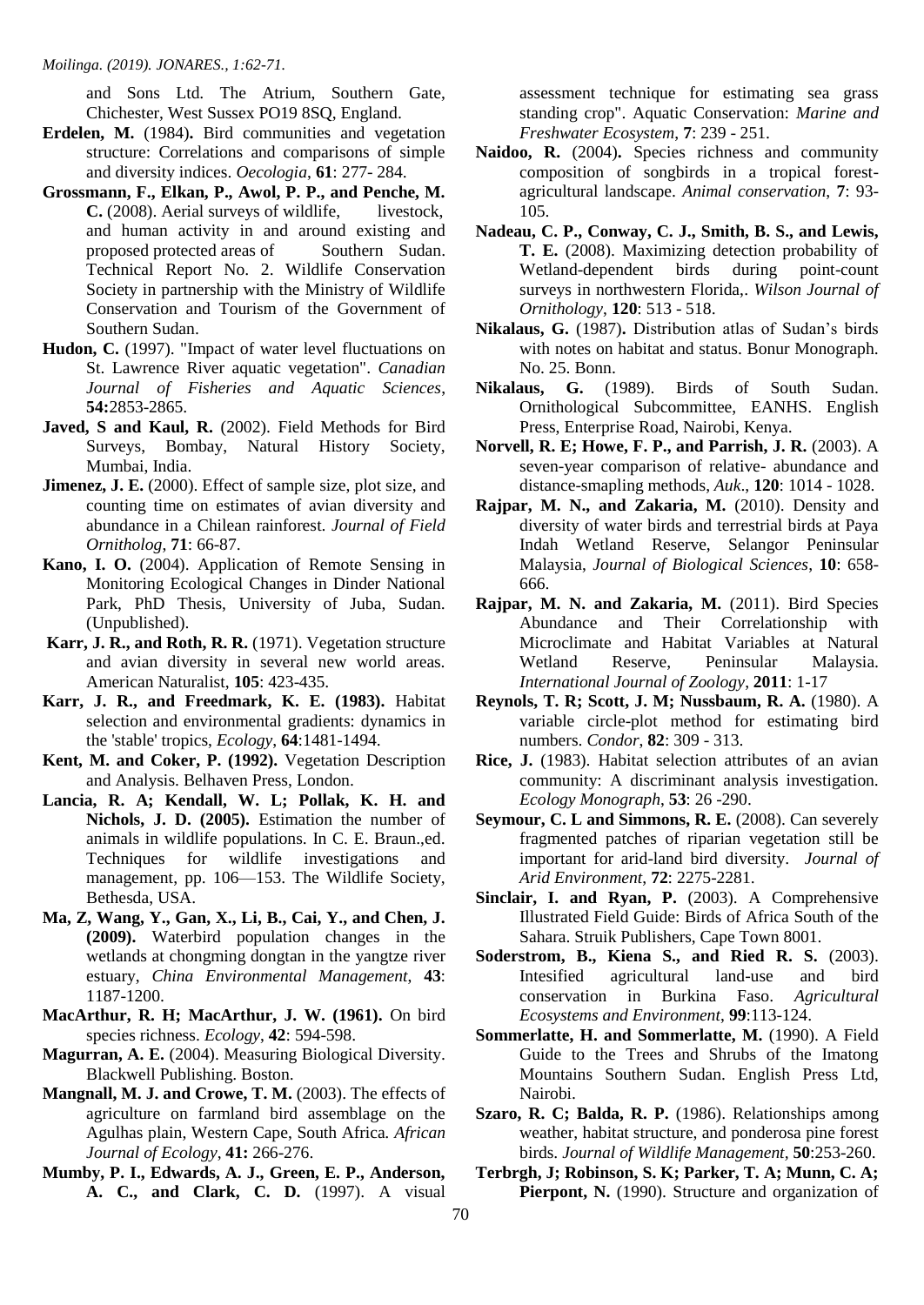and Sons Ltd. The Atrium, Southern Gate, Chichester, West Sussex PO19 8SQ, England.

**Erdelen, M.** (1984)**.** Bird communities and vegetation structure: Correlations and comparisons of simple and diversity indices. *Oecologia*, **61**: 277- 284.

**Grossmann, F., Elkan, P., Awol, P. P., and Penche, M. C.** (2008). Aerial surveys of wildlife, livestock, and human activity in and around existing and proposed protected areas of Southern Sudan. Technical Report No. 2. Wildlife Conservation Society in partnership with the Ministry of Wildlife Conservation and Tourism of the Government of Southern Sudan.

**Hudon, C.** (1997). "Impact of water level fluctuations on St. Lawrence River aquatic vegetation". *Canadian Journal of Fisheries and Aquatic Sciences*, **54:**2853-2865.

**Javed, S and Kaul, R.** (2002). Field Methods for Bird Surveys, Bombay, Natural History Society, Mumbai, India.

**Jimenez, J. E.** (2000). Effect of sample size, plot size, and counting time on estimates of avian diversity and abundance in a Chilean rainforest. *Journal of Field Ornitholog*, **71**: 66-87.

**Kano, I. O.** (2004). Application of Remote Sensing in Monitoring Ecological Changes in Dinder National Park, PhD Thesis, University of Juba, Sudan. (Unpublished).

**Karr, J. R., and Roth, R. R.** (1971). Vegetation structure and avian diversity in several new world areas. American Naturalist, **105**: 423-435.

**Karr, J. R., and Freedmark, K. E. (1983).** Habitat selection and environmental gradients: dynamics in the 'stable' tropics, *Ecology*, **64**:1481-1494.

**Kent, M. and Coker, P. (1992).** Vegetation Description and Analysis. Belhaven Press, London.

**Lancia, R. A; Kendall, W. L; Pollak, K. H. and Nichols, J. D. (2005).** Estimation the number of animals in wildlife populations. In C. E. Braun.,ed. Techniques for wildlife investigations and management, pp. 106—153. The Wildlife Society, Bethesda, USA.

**Ma, Z, Wang, Y., Gan, X., Li, B., Cai, Y., and Chen, J. (2009).** Waterbird population changes in the wetlands at chongming dongtan in the yangtze river estuary, *China Environmental Management*, **43**: 1187-1200.

**MacArthur, R. H; MacArthur, J. W. (1961).** On bird species richness. *Ecology*, **42**: 594-598.

**Magurran, A. E.** (2004). Measuring Biological Diversity. Blackwell Publishing. Boston.

**Mangnall, M. J. and Crowe, T. M.** (2003). The effects of agriculture on farmland bird assemblage on the Agulhas plain, Western Cape, South Africa. *African Journal of Ecology*, **41:** 266-276.

**Mumby, P. I., Edwards, A. J., Green, E. P., Anderson, A. C., and Clark, C. D.** (1997). A visual assessment technique for estimating sea grass standing crop". Aquatic Conservation: *Marine and Freshwater Ecosystem*, **7**: 239 - 251.

**Naidoo, R.** (2004)**.** Species richness and community composition of songbirds in a tropical forest-agricultural landscape. *Animal conservation*, **7**: 93-105.

**Nadeau, C. P., Conway, C. J., Smith, B. S., and Lewis, T. E.** (2008). Maximizing detection probability of Wetland-dependent birds during point-count surveys in northwestern Florida,. *Wilson Journal of Ornithology*, **120**: 513 - 518.

**Nikalaus, G.** (1987)**.** Distribution atlas of Sudan's birds with notes on habitat and status. Bonur Monograph. No. 25. Bonn.

**Nikalaus, G.** (1989). Birds of South Sudan. Ornithological Subcommittee, EANHS. English Press, Enterprise Road, Nairobi, Kenya.

**Norvell, R. E; Howe, F. P., and Parrish, J. R.** (2003). A seven-year comparison of relative- abundance and distance-smapling methods, *Auk*., **120**: 1014 - 1028.

**Rajpar, M. N., and Zakaria, M.** (2010). Density and diversity of water birds and terrestrial birds at Paya Indah Wetland Reserve, Selangor Peninsular Malaysia, *Journal of Biological Sciences*, **10**: 658-666.

**Rajpar, M. N. and Zakaria, M.** (2011). Bird Species Abundance and Their Correlationship with Microclimate and Habitat Variables at Natural Wetland Reserve, Peninsular Malaysia. *International Journal of Zoology*, **2011**: 1-17

**Reynols, T. R; Scott, J. M; Nussbaum, R. A.** (1980). A variable circle-plot method for estimating bird numbers. *Condor*, **82**: 309 - 313.

**Rice, J.** (1983). Habitat selection attributes of an avian community: A discriminant analysis investigation. *Ecology Monograph*, **53**: 26 -290.

**Seymour, C. L and Simmons, R. E.** (2008). Can severely fragmented patches of riparian vegetation still be important for arid-land bird diversity. *Journal of Arid Environment*, **72**: 2275-2281.

**Sinclair, I. and Ryan, P.** (2003). A Comprehensive Illustrated Field Guide: Birds of Africa South of the Sahara. Struik Publishers, Cape Town 8001.

**Soderstrom, B., Kiena S., and Ried R. S.** (2003). Intesified agricultural land-use and bird conservation in Burkina Faso. *Agricultural Ecosystems and Environment*, **99**:113-124.

**Sommerlatte, H. and Sommerlatte, M.** (1990). A Field Guide to the Trees and Shrubs of the Imatong Mountains Southern Sudan. English Press Ltd, Nairobi.

**Szaro, R. C; Balda, R. P.** (1986). Relationships among weather, habitat structure, and ponderosa pine forest birds. *Journal of Wildlife Management*, **50**:253-260.

**Terbrgh, J; Robinson, S. K; Parker, T. A; Munn, C. A; Pierpont, N.** (1990). Structure and organization of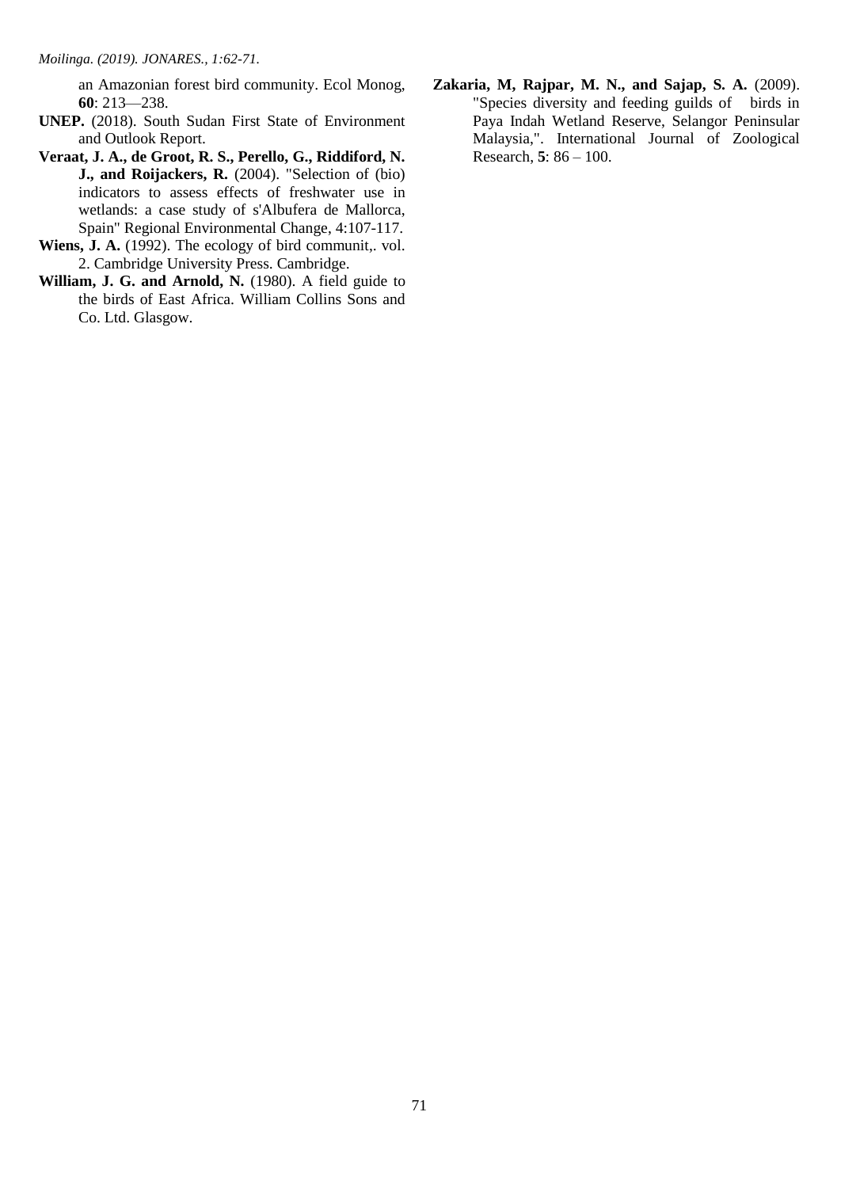an Amazonian forest bird community. Ecol Monog, **60**: 213—238.

**UNEP.** (2018). South Sudan First State of Environment and Outlook Report.

**Veraat, J. A., de Groot, R. S., Perello, G., Riddiford, N. J., and Roijackers, R.** (2004). "Selection of (bio) indicators to assess effects of freshwater use in wetlands: a case study of s'Albufera de Mallorca, Spain" Regional Environmental Change, 4:107-117.

**Wiens, J. A.** (1992). The ecology of bird communit,. vol. 2. Cambridge University Press. Cambridge.

**William, J. G. and Arnold, N.** (1980). A field guide to the birds of East Africa. William Collins Sons and Co. Ltd. Glasgow.

**Zakaria, M, Rajpar, M. N., and Sajap, S. A.** (2009). "Species diversity and feeding guilds of birds in Paya Indah Wetland Reserve, Selangor Peninsular Malaysia,". International Journal of Zoological Research, **5**: 86 – 100.